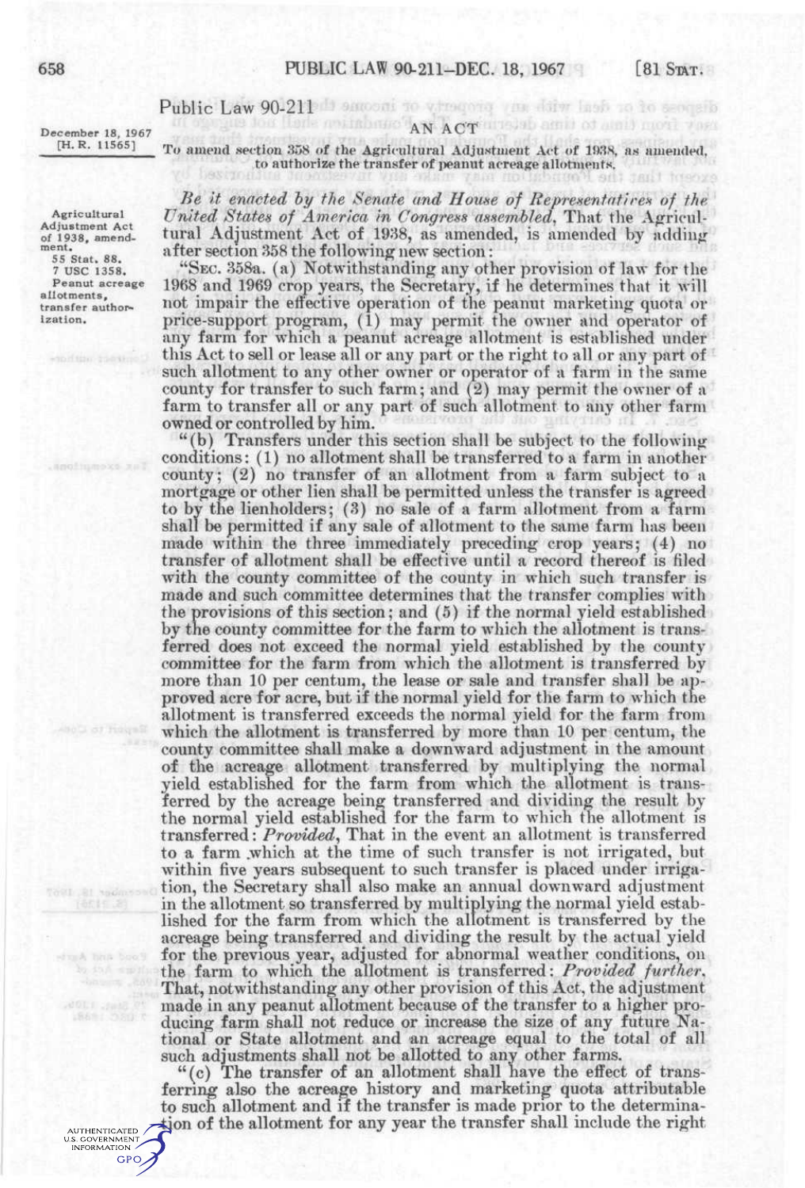# Public Law 90-211

December 18, 1967
[H. R. 11565]

AN ACT

To amend section 358 of the Agricultural Adjustment Act of 1938, as amended, to authorize the transfer of peanut acreage allotments.

Agricultural Adjustment Act of 1938, amendment.
55 Stat. 88.
7 USC 1358.
Peanut acreage allotments, transfer authorization.

*Be it enacted by the Senate and House of Representatives of the United States of America in Congress assembled*, That the Agricultural Adjustment Act of 1938, as amended, is amended by adding after section 358 the following new section:

"SEC. 358a. (a) Notwithstanding any other provision of law for the 1968 and 1969 crop years, the Secretary, if he determines that it will not impair the effective operation of the peanut marketing quota or price-support program, (1) may permit the owner and operator of any farm for which a peanut acreage allotment is established under this Act to sell or lease all or any part or the right to all or any part of such allotment to any other owner or operator of a farm in the same county for transfer to such farm; and (2) may permit the owner of a farm to transfer all or any part of such allotment to any other farm owned or controlled by him.

"(b) Transfers under this section shall be subject to the following conditions: (1) no allotment shall be transferred to a farm in another county; (2) no transfer of an allotment from a farm subject to a mortgage or other lien shall be permitted unless the transfer is agreed to by the lienholders; (3) no sale of a farm allotment from a farm shall be permitted if any sale of allotment to the same farm has been made within the three immediately preceding crop years; (4) no transfer of allotment shall be effective until a record thereof is filed with the county committee of the county in which such transfer is made and such committee determines that the transfer complies with the provisions of this section; and (5) if the normal yield established by the county committee for the farm to which the allotment is transferred does not exceed the normal yield established by the county committee for the farm from which the allotment is transferred by more than 10 per centum, the lease or sale and transfer shall be approved acre for acre, but if the normal yield for the farm to which the allotment is transferred exceeds the normal yield for the farm from which the allotment is transferred by more than 10 per centum, the county committee shall make a downward adjustment in the amount of the acreage allotment transferred by multiplying the normal yield established for the farm from which the allotment is transferred by the acreage being transferred and dividing the result by the normal yield established for the farm to which the allotment is transferred: *Provided*, That in the event an allotment is transferred to a farm which at the time of such transfer is not irrigated, but within five years subsequent to such transfer is placed under irrigation, the Secretary shall also make an annual downward adjustment in the allotment so transferred by multiplying the normal yield established for the farm from which the allotment is transferred by the acreage being transferred and dividing the result by the actual yield for the previous year, adjusted for abnormal weather conditions, on the farm to which the allotment is transferred: *Provided further*, That, notwithstanding any other provision of this Act, the adjustment made in any peanut allotment because of the transfer to a higher producing farm shall not reduce or increase the size of any future National or State allotment and an acreage equal to the total of all such adjustments shall not be allotted to any other farms.

"(c) The transfer of an allotment shall have the effect of transferring also the acreage history and marketing quota attributable to such allotment and if the transfer is made prior to the determination of the allotment for any year the transfer shall include the right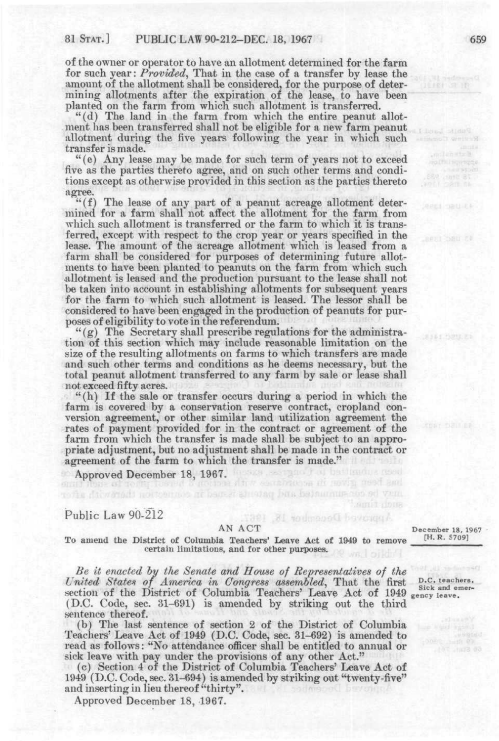of the owner or operator to have an allotment determined for the farm for such year: *Provided*, That in the case of a transfer by lease the amount of the allotment shall be considered, for the purpose of determining allotments after the expiration of the lease, to have been planted on the farm from which such allotment is transferred.

"(d) The land in the farm from which the entire peanut allotment has been transferred shall not be eligible for a new farm peanut allotment during the five years following the year in which such transfer is made.

"(e) Any lease may be made for such term of years not to exceed five as the parties thereto agree, and on such other terms and conditions except as otherwise provided in this section as the parties thereto agree.

"(f) The lease of any part of a peanut acreage allotment determined for a farm shall not affect the allotment for the farm from which such allotment is transferred or the farm to which it is transferred, except with respect to the crop year or years specified in the lease. The amount of the acreage allotment which is leased from a farm shall be considered for purposes of determining future allotments to have been planted to peanuts on the farm from which such allotment is leased and the production pursuant to the lease shall not be taken into account in establishing allotments for subsequent years for the farm to which such allotment is leased. The lessor shall be considered to have been engaged in the production of peanuts for purposes of eligibility to vote in the referendum.

"(g) The Secretary shall prescribe regulations for the administration of this section which may include reasonable limitation on the size of the resulting allotments on farms to which transfers are made and such other terms and conditions as he deems necessary, but the total peanut allotment transferred to any farm by sale or lease shall not exceed fifty acres.

"(h) If the sale or transfer occurs during a period in which the farm is covered by a conservation reserve contract, cropland conversion agreement, or other similar land utilization agreement the rates of payment provided for in the contract or agreement of the farm from which the transfer is made shall be subject to an appropriate adjustment, but no adjustment shall be made in the contract or agreement of the farm to which the transfer is made."

Approved December 18, 1967.

## Public Law 90-212

December 18, 1967
[H. R. 5709]

AN ACT

To amend the District of Columbia Teachers' Leave Act of 1949 to remove certain limitations, and for other purposes.

*Be it enacted by the Senate and House of Representatives of the United States of America in Congress assembled*, That the first section of the District of Columbia Teachers' Leave Act of 1949 (D.C. Code, sec. 31-691) is amended by striking out the third sentence thereof.

D.C. teachers. Sick and emergency leave.

(b) The last sentence of section 2 of the District of Columbia Teachers' Leave Act of 1949 (D.C. Code, sec. 31-692) is amended to read as follows: "No attendance officer shall be entitled to annual or sick leave with pay under the provisions of any other Act."

(c) Section 4 of the District of Columbia Teachers' Leave Act of 1949 (D.C. Code, sec. 31-694) is amended by striking out "twenty-five" and inserting in lieu thereof "thirty".

Approved December 18, 1967.